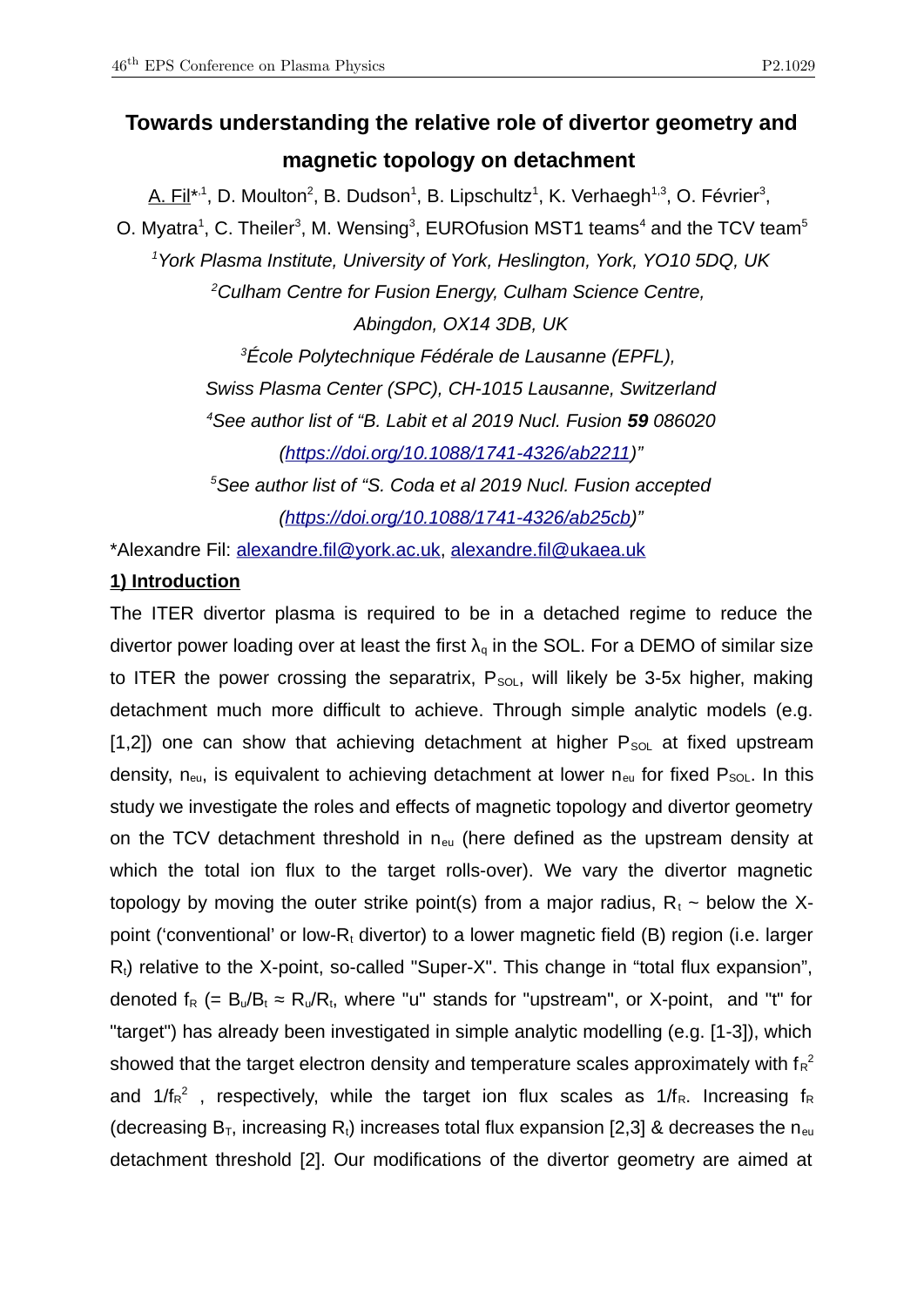# Towards understanding the relative role of divertor geometry and magnetic topology on detachment

A. Fil*[,1], D. Moulton[2], B. Dudson[1], B. Lipschultz[1], K. Verhaegh[1,3], O. Février[3], O. Myatra[1], C. Theiler[3], M. Wensing[3], EUROfusion MST1 teams[4] and the TCV team[5]

[1]*York Plasma Institute, University of York, Heslington, York, YO10 5DQ, UK*

[2]*Culham Centre for Fusion Energy, Culham Science Centre, Abingdon, OX14 3DB, UK*

[3]*École Polytechnique Fédérale de Lausanne (EPFL), Swiss Plasma Center (SPC), CH-1015 Lausanne, Switzerland*

[4]*See author list of "B. Labit et al 2019 Nucl. Fusion* ***59*** *086020 (https://doi.org/10.1088/1741-4326/ab2211)"*

[5]*See author list of "S. Coda et al 2019 Nucl. Fusion accepted (https://doi.org/10.1088/1741-4326/ab25cb)"*

*Alexandre Fil: alexandre.fil@york.ac.uk, alexandre.fil@ukaea.uk

## 1) Introduction

The ITER divertor plasma is required to be in a detached regime to reduce the divertor power loading over at least the first $\lambda_q$ in the SOL. For a DEMO of similar size to ITER the power crossing the separatrix, $P_{SOL}$, will likely be 3-5x higher, making detachment much more difficult to achieve. Through simple analytic models (e.g. [1,2]) one can show that achieving detachment at higher $P_{SOL}$ at fixed upstream density, $n_{eu}$, is equivalent to achieving detachment at lower $n_{eu}$ for fixed $P_{SOL}$. In this study we investigate the roles and effects of magnetic topology and divertor geometry on the TCV detachment threshold in $n_{eu}$ (here defined as the upstream density at which the total ion flux to the target rolls-over). We vary the divertor magnetic topology by moving the outer strike point(s) from a major radius, $R_t$ ~ below the X-point ('conventional' or low-$R_t$ divertor) to a lower magnetic field (B) region (i.e. larger $R_t$) relative to the X-point, so-called "Super-X". This change in "total flux expansion", denoted $f_R$ (= $B_u/B_t \approx R_u/R_t$, where "u" stands for "upstream", or X-point, and "t" for "target") has already been investigated in simple analytic modelling (e.g. [1-3]), which showed that the target electron density and temperature scales approximately with $f_R^2$ and $1/f_R^2$, respectively, while the target ion flux scales as $1/f_R$. Increasing $f_R$ (decreasing $B_T$, increasing $R_t$) increases total flux expansion [2,3] & decreases the $n_{eu}$ detachment threshold [2]. Our modifications of the divertor geometry are aimed at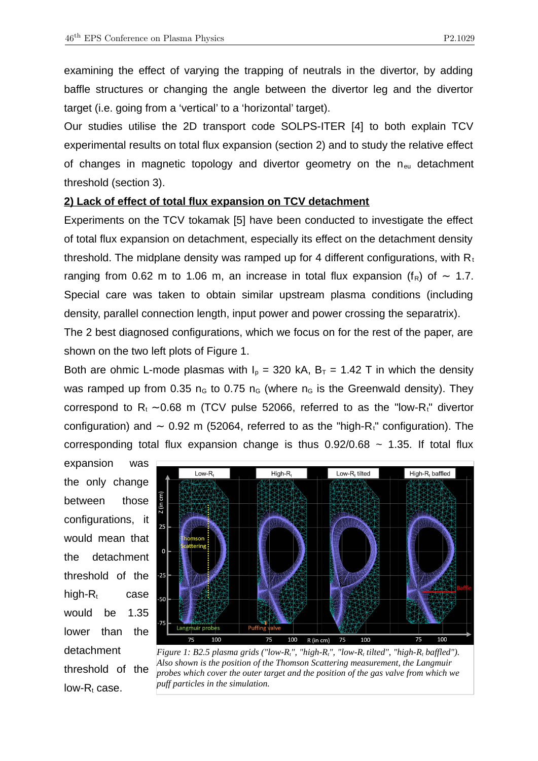examining the effect of varying the trapping of neutrals in the divertor, by adding baffle structures or changing the angle between the divertor leg and the divertor target (i.e. going from a 'vertical' to a 'horizontal' target).

Our studies utilise the 2D transport code SOLPS-ITER [4] to both explain TCV experimental results on total flux expansion (section 2) and to study the relative effect of changes in magnetic topology and divertor geometry on the $n_{eu}$ detachment threshold (section 3).

## 2) Lack of effect of total flux expansion on TCV detachment

Experiments on the TCV tokamak [5] have been conducted to investigate the effect of total flux expansion on detachment, especially its effect on the detachment density threshold. The midplane density was ramped up for 4 different configurations, with $R_t$ ranging from 0.62 m to 1.06 m, an increase in total flux expansion ($f_R$) of $\sim$ 1.7. Special care was taken to obtain similar upstream plasma conditions (including density, parallel connection length, input power and power crossing the separatrix).

The 2 best diagnosed configurations, which we focus on for the rest of the paper, are shown on the two left plots of Figure 1.

Both are ohmic L-mode plasmas with $I_p$ = 320 kA, $B_T$ = 1.42 T in which the density was ramped up from 0.35 $n_G$ to 0.75 $n_G$ (where $n_G$ is the Greenwald density). They correspond to $R_t$ $\sim$0.68 m (TCV pulse 52066, referred to as the "low-$R_t$" divertor configuration) and $\sim$ 0.92 m (52064, referred to as the "high-$R_t$" configuration). The corresponding total flux expansion change is thus 0.92/0.68 ~ 1.35. If total flux expansion was the only change between those configurations, it would mean that the detachment threshold of the high-$R_t$ case would be 1.35 lower than the detachment threshold of the low-$R_t$ case.

*Figure 1: B2.5 plasma grids ("low-$R_t$", "high-$R_t$", "low-$R_t$ tilted", "high-$R_t$ baffled"). Also shown is the position of the Thomson Scattering measurement, the Langmuir probes which cover the outer target and the position of the gas valve from which we puff particles in the simulation.*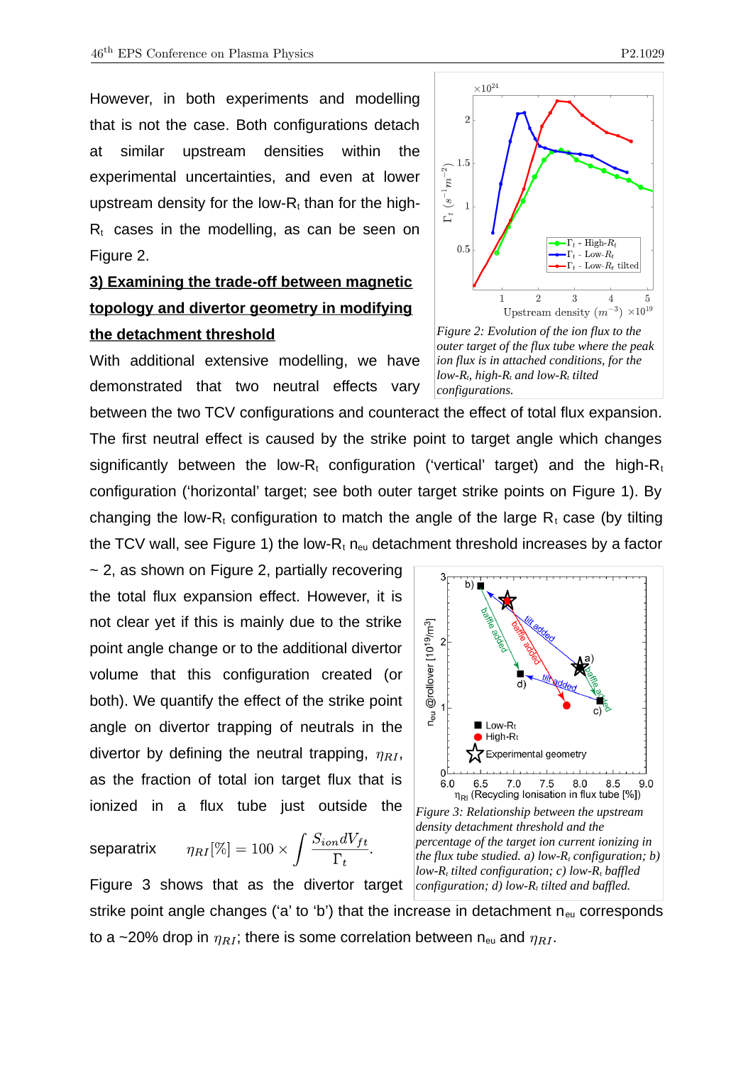However, in both experiments and modelling that is not the case. Both configurations detach at similar upstream densities within the experimental uncertainties, and even at lower upstream density for the low-$R_t$ than for the high-$R_t$ cases in the modelling, as can be seen on Figure 2.

Figure 2: Evolution of the ion flux to the outer target of the flux tube where the peak ion flux is in attached conditions, for the low-$R_t$, high-$R_t$ and low-$R_t$ tilted configurations.

## 3) Examining the trade-off between magnetic topology and divertor geometry in modifying the detachment threshold

With additional extensive modelling, we have demonstrated that two neutral effects vary between the two TCV configurations and counteract the effect of total flux expansion. The first neutral effect is caused by the strike point to target angle which changes significantly between the low-$R_t$ configuration ('vertical' target) and the high-$R_t$ configuration ('horizontal' target; see both outer target strike points on Figure 1). By changing the low-$R_t$ configuration to match the angle of the large $R_t$ case (by tilting the TCV wall, see Figure 1) the low-$R_t$ $n_{eu}$ detachment threshold increases by a factor ~ 2, as shown on Figure 2, partially recovering the total flux expansion effect. However, it is not clear yet if this is mainly due to the strike point angle change or to the additional divertor volume that this configuration created (or both). We quantify the effect of the strike point angle on divertor trapping of neutrals in the divertor by defining the neutral trapping, $\eta_{RI}$, as the fraction of total ion target flux that is ionized in a flux tube just outside the separatrix

$$\eta_{RI}[\%] = 100 \times \int \frac{S_{ion} dV_{ft}}{\Gamma_t}.$$

Figure 3: Relationship between the upstream density detachment threshold and the percentage of the target ion current ionizing in the flux tube studied. a) low-$R_t$ configuration; b) low-$R_t$ tilted configuration; c) low-$R_t$ baffled configuration; d) low-$R_t$ tilted and baffled.

Figure 3 shows that as the divertor target strike point angle changes ('a' to 'b') that the increase in detachment $n_{eu}$ corresponds to a ~20% drop in $\eta_{RI}$; there is some correlation between $n_{eu}$ and $\eta_{RI}$.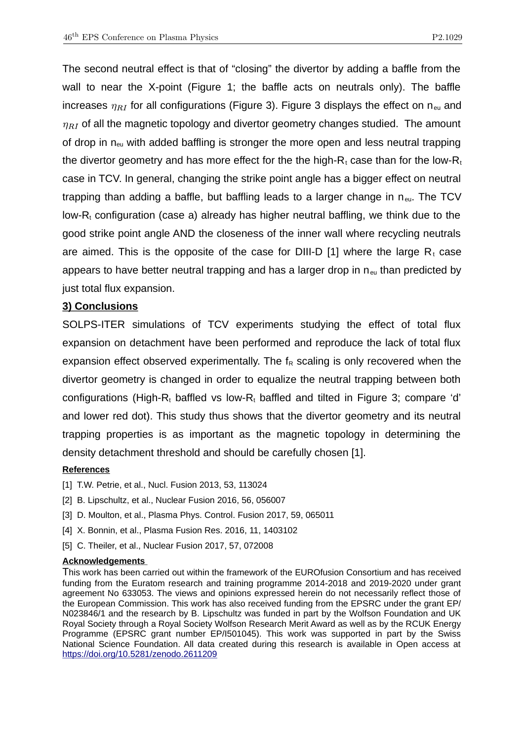The second neutral effect is that of "closing" the divertor by adding a baffle from the wall to near the X-point (Figure 1; the baffle acts on neutrals only). The baffle increases $\eta_{RI}$ for all configurations (Figure 3). Figure 3 displays the effect on $n_{eu}$ and $\eta_{RI}$ of all the magnetic topology and divertor geometry changes studied. The amount of drop in $n_{eu}$ with added baffling is stronger the more open and less neutral trapping the divertor geometry and has more effect for the the high-$R_t$ case than for the low-$R_t$ case in TCV. In general, changing the strike point angle has a bigger effect on neutral trapping than adding a baffle, but baffling leads to a larger change in $n_{eu}$. The TCV low-$R_t$ configuration (case a) already has higher neutral baffling, we think due to the good strike point angle AND the closeness of the inner wall where recycling neutrals are aimed. This is the opposite of the case for DIII-D [1] where the large $R_t$ case appears to have better neutral trapping and has a larger drop in $n_{eu}$ than predicted by just total flux expansion.

## 3) Conclusions

SOLPS-ITER simulations of TCV experiments studying the effect of total flux expansion on detachment have been performed and reproduce the lack of total flux expansion effect observed experimentally. The $f_R$ scaling is only recovered when the divertor geometry is changed in order to equalize the neutral trapping between both configurations (High-$R_t$ baffled vs low-$R_t$ baffled and tilted in Figure 3; compare 'd' and lower red dot). This study thus shows that the divertor geometry and its neutral trapping properties is as important as the magnetic topology in determining the density detachment threshold and should be carefully chosen [1].

### References

[1] T.W. Petrie, et al., Nucl. Fusion 2013, 53, 113024

[2] B. Lipschultz, et al., Nuclear Fusion 2016, 56, 056007

[3] D. Moulton, et al., Plasma Phys. Control. Fusion 2017, 59, 065011

[4] X. Bonnin, et al., Plasma Fusion Res. 2016, 11, 1403102

[5] C. Theiler, et al., Nuclear Fusion 2017, 57, 072008

### Acknowledgements

This work has been carried out within the framework of the EUROfusion Consortium and has received funding from the Euratom research and training programme 2014-2018 and 2019-2020 under grant agreement No 633053. The views and opinions expressed herein do not necessarily reflect those of the European Commission. This work has also received funding from the EPSRC under the grant EP/N023846/1 and the research by B. Lipschultz was funded in part by the Wolfson Foundation and UK Royal Society through a Royal Society Wolfson Research Merit Award as well as by the RCUK Energy Programme (EPSRC grant number EP/I501045). This work was supported in part by the Swiss National Science Foundation. All data created during this research is available in Open access at https://doi.org/10.5281/zenodo.2611209